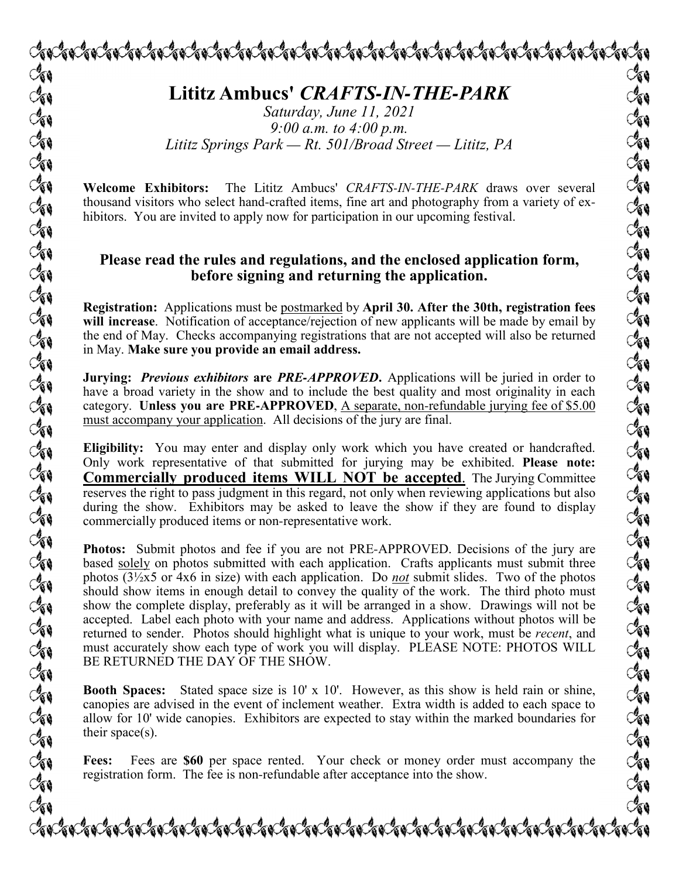# Lititz Ambucs' *CRAFTS-IN-THE-PARK*

*Saturday, June 11, 2021*
*9:00 a.m. to 4:00 p.m.*
*Lititz Springs Park — Rt. 501/Broad Street — Lititz, PA*

**Welcome Exhibitors:** The Lititz Ambucs' *CRAFTS-IN-THE-PARK* draws over several thousand visitors who select hand-crafted items, fine art and photography from a variety of exhibitors. You are invited to apply now for participation in our upcoming festival.

## Please read the rules and regulations, and the enclosed application form, before signing and returning the application.

**Registration:** Applications must be postmarked by **April 30. After the 30th, registration fees will increase**. Notification of acceptance/rejection of new applicants will be made by email by the end of May. Checks accompanying registrations that are not accepted will also be returned in May. **Make sure you provide an email address.**

**Jurying:** ***Previous exhibitors*** **are** ***PRE-APPROVED.*** Applications will be juried in order to have a broad variety in the show and to include the best quality and most originality in each category. **Unless you are PRE-APPROVED**, A separate, non-refundable jurying fee of $5.00 must accompany your application. All decisions of the jury are final.

**Eligibility:** You may enter and display only work which you have created or handcrafted. Only work representative of that submitted for jurying may be exhibited. **Please note: Commercially produced items WILL NOT be accepted**. The Jurying Committee reserves the right to pass judgment in this regard, not only when reviewing applications but also during the show. Exhibitors may be asked to leave the show if they are found to display commercially produced items or non-representative work.

**Photos:** Submit photos and fee if you are not PRE-APPROVED. Decisions of the jury are based solely on photos submitted with each application. Crafts applicants must submit three photos (3½x5 or 4x6 in size) with each application. Do ***not*** submit slides. Two of the photos should show items in enough detail to convey the quality of the work. The third photo must show the complete display, preferably as it will be arranged in a show. Drawings will not be accepted. Label each photo with your name and address. Applications without photos will be returned to sender. Photos should highlight what is unique to your work, must be *recent*, and must accurately show each type of work you will display. PLEASE NOTE: PHOTOS WILL BE RETURNED THE DAY OF THE SHOW.

**Booth Spaces:** Stated space size is 10' x 10'. However, as this show is held rain or shine, canopies are advised in the event of inclement weather. Extra width is added to each space to allow for 10' wide canopies. Exhibitors are expected to stay within the marked boundaries for their space(s).

**Fees:** Fees are **$60** per space rented. Your check or money order must accompany the registration form. The fee is non-refundable after acceptance into the show.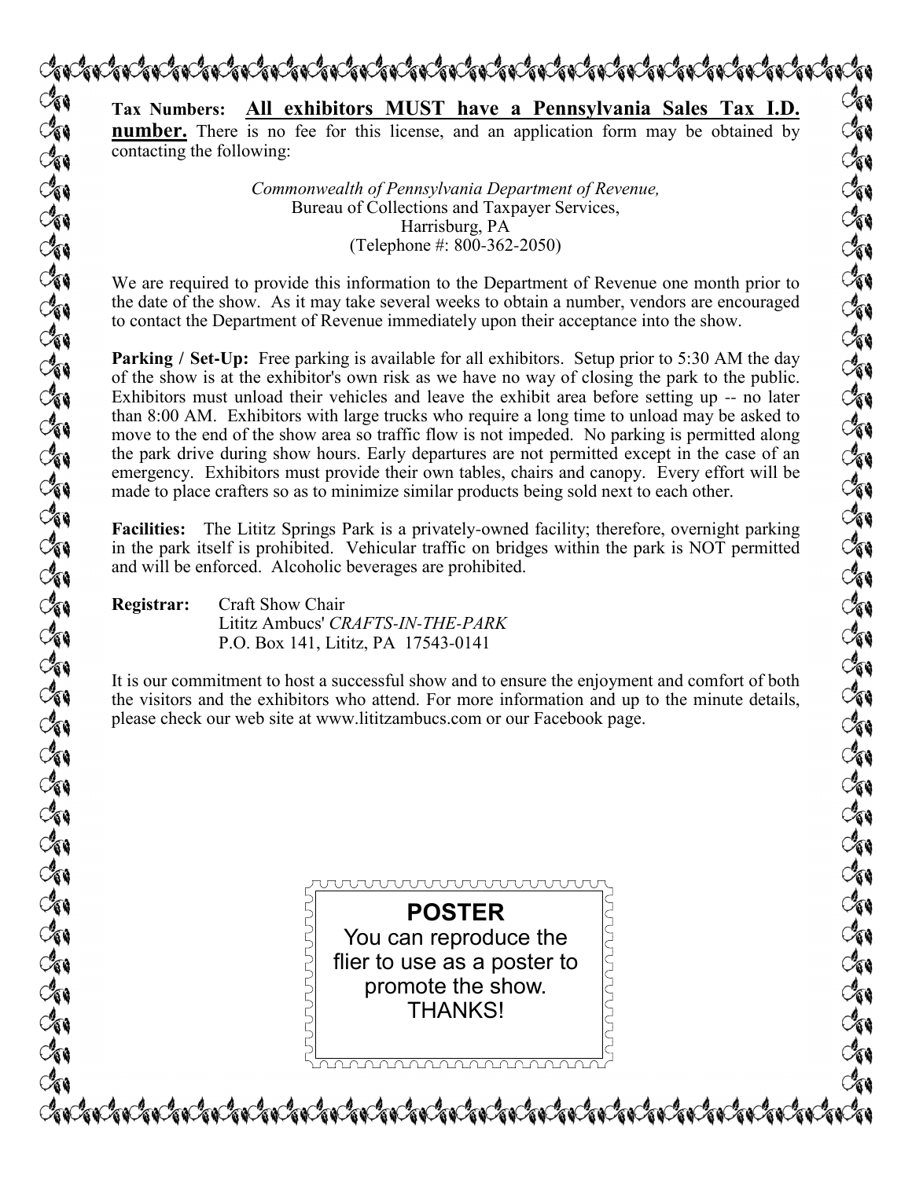**Tax Numbers:** **<u>All exhibitors MUST have a Pennsylvania Sales Tax I.D. number.</u>** There is no fee for this license, and an application form may be obtained by contacting the following:

*Commonwealth of Pennsylvania Department of Revenue,*
Bureau of Collections and Taxpayer Services,
Harrisburg, PA
(Telephone #: 800-362-2050)

We are required to provide this information to the Department of Revenue one month prior to the date of the show. As it may take several weeks to obtain a number, vendors are encouraged to contact the Department of Revenue immediately upon their acceptance into the show.

**Parking / Set-Up:** Free parking is available for all exhibitors. Setup prior to 5:30 AM the day of the show is at the exhibitor's own risk as we have no way of closing the park to the public. Exhibitors must unload their vehicles and leave the exhibit area before setting up -- no later than 8:00 AM. Exhibitors with large trucks who require a long time to unload may be asked to move to the end of the show area so traffic flow is not impeded. No parking is permitted along the park drive during show hours. Early departures are not permitted except in the case of an emergency. Exhibitors must provide their own tables, chairs and canopy. Every effort will be made to place crafters so as to minimize similar products being sold next to each other.

**Facilities:** The Lititz Springs Park is a privately-owned facility; therefore, overnight parking in the park itself is prohibited. Vehicular traffic on bridges within the park is NOT permitted and will be enforced. Alcoholic beverages are prohibited.

**Registrar:** Craft Show Chair
Lititz Ambucs' *CRAFTS-IN-THE-PARK*
P.O. Box 141, Lititz, PA 17543-0141

It is our commitment to host a successful show and to ensure the enjoyment and comfort of both the visitors and the exhibitors who attend. For more information and up to the minute details, please check our web site at www.lititzambucs.com or our Facebook page.

**POSTER**

You can reproduce the flier to use as a poster to promote the show. THANKS!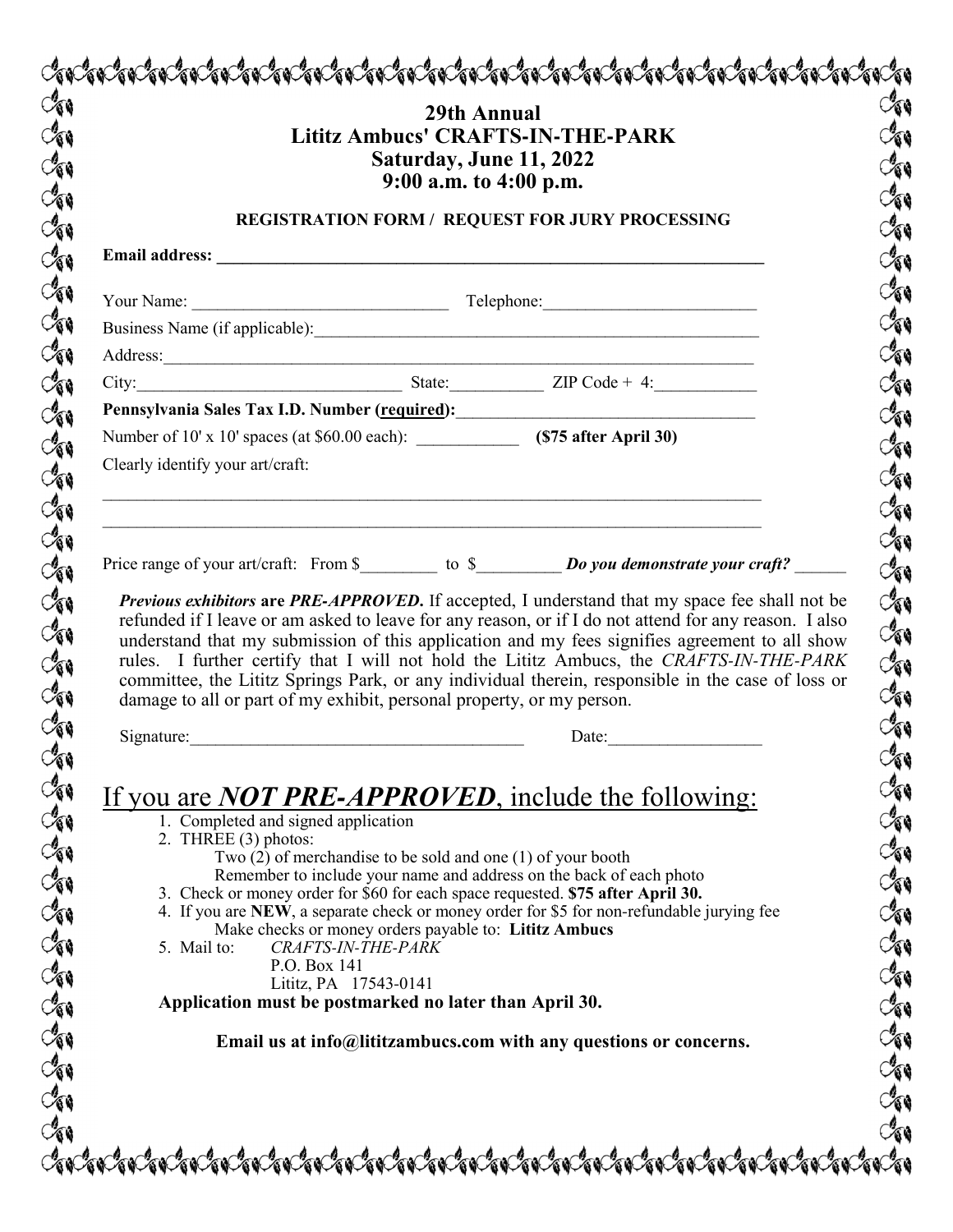# 29th Annual
# Lititz Ambucs' CRAFTS-IN-THE-PARK
## Saturday, June 11, 2022
## 9:00 a.m. to 4:00 p.m.

**REGISTRATION FORM / REQUEST FOR JURY PROCESSING**

**Email address: ____________________________________________________________**

Your Name: ______________________________ Telephone:________________________

Business Name (if applicable):____________________________________________________

Address:_______________________________________________________________________

City:______________________________ State:__________ ZIP Code + 4:____________

**Pennsylvania Sales Tax I.D. Number (required):**_________________________________

Number of 10' x 10' spaces (at $60.00 each): ___________ **($75 after April 30)**

Clearly identify your art/craft:

_______________________________________________________________________________

_______________________________________________________________________________

Price range of your art/craft: From $_________ to $_________ ***Do you demonstrate your craft?*** ______

***Previous exhibitors* are *PRE-APPROVED*.** If accepted, I understand that my space fee shall not be refunded if I leave or am asked to leave for any reason, or if I do not attend for any reason. I also understand that my submission of this application and my fees signifies agreement to all show rules. I further certify that I will not hold the Lititz Ambucs, the *CRAFTS-IN-THE-PARK* committee, the Lititz Springs Park, or any individual therein, responsible in the case of loss or damage to all or part of my exhibit, personal property, or my person.

Signature:_____________________________________ Date:_________________

## If you are ***NOT PRE-APPROVED***, include the following:

1. Completed and signed application
2. THREE (3) photos:
   Two (2) of merchandise to be sold and one (1) of your booth
   Remember to include your name and address on the back of each photo
3. Check or money order for $60 for each space requested. **$75 after April 30.**
4. If you are **NEW**, a separate check or money order for $5 for non-refundable jurying fee
   Make checks or money orders payable to: **Lititz Ambucs**
5. Mail to: *CRAFTS-IN-THE-PARK*
   P.O. Box 141
   Lititz, PA 17543-0141

**Application must be postmarked no later than April 30.**

**Email us at info@lititzambucs.com with any questions or concerns.**